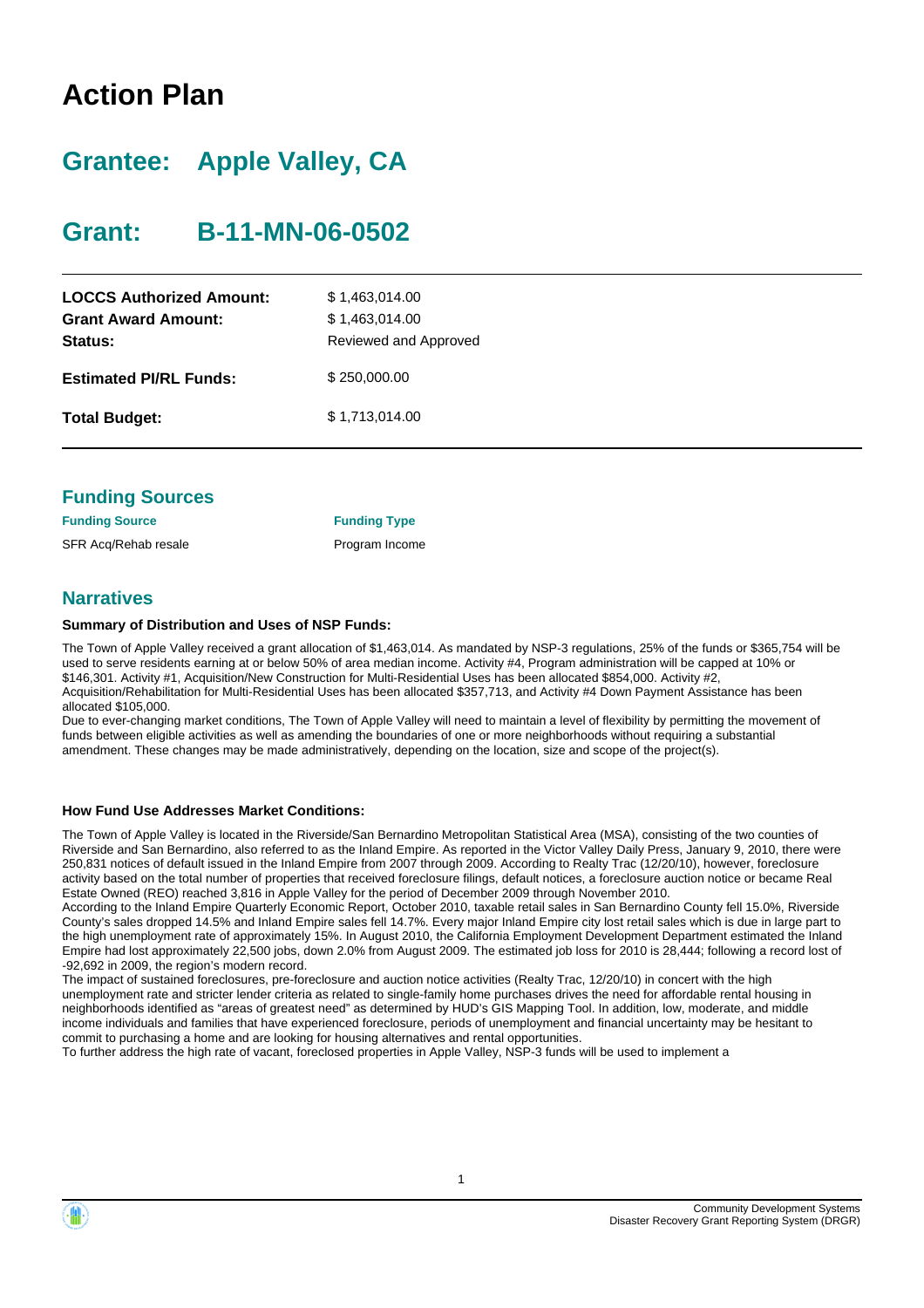# Action Plan

## Grantee: Apple Valley, CA

## Grant: B-11-MN-06-0502

| | |
|---|---|
| **LOCCS Authorized Amount:** | $ 1,463,014.00 |
| **Grant Award Amount:** | $ 1,463,014.00 |
| **Status:** | Reviewed and Approved |
| **Estimated PI/RL Funds:** | $ 250,000.00 |
| **Total Budget:** | $ 1,713,014.00 |

### Funding Sources

| Funding Source | Funding Type |
|---|---|
| SFR Acq/Rehab resale | Program Income |

### Narratives

**Summary of Distribution and Uses of NSP Funds:**

The Town of Apple Valley received a grant allocation of $1,463,014. As mandated by NSP-3 regulations, 25% of the funds or $365,754 will be used to serve residents earning at or below 50% of area median income. Activity #4, Program administration will be capped at 10% or $146,301. Activity #1, Acquisition/New Construction for Multi-Residential Uses has been allocated $854,000. Activity #2, Acquisition/Rehabilitation for Multi-Residential Uses has been allocated $357,713, and Activity #4 Down Payment Assistance has been allocated $105,000.
Due to ever-changing market conditions, The Town of Apple Valley will need to maintain a level of flexibility by permitting the movement of funds between eligible activities as well as amending the boundaries of one or more neighborhoods without requiring a substantial amendment. These changes may be made administratively, depending on the location, size and scope of the project(s).

**How Fund Use Addresses Market Conditions:**

The Town of Apple Valley is located in the Riverside/San Bernardino Metropolitan Statistical Area (MSA), consisting of the two counties of Riverside and San Bernardino, also referred to as the Inland Empire. As reported in the Victor Valley Daily Press, January 9, 2010, there were 250,831 notices of default issued in the Inland Empire from 2007 through 2009. According to Realty Trac (12/20/10), however, foreclosure activity based on the total number of properties that received foreclosure filings, default notices, a foreclosure auction notice or became Real Estate Owned (REO) reached 3,816 in Apple Valley for the period of December 2009 through November 2010.
According to the Inland Empire Quarterly Economic Report, October 2010, taxable retail sales in San Bernardino County fell 15.0%, Riverside County's sales dropped 14.5% and Inland Empire sales fell 14.7%. Every major Inland Empire city lost retail sales which is due in large part to the high unemployment rate of approximately 15%. In August 2010, the California Employment Development Department estimated the Inland Empire had lost approximately 22,500 jobs, down 2.0% from August 2009. The estimated job loss for 2010 is 28,444; following a record lost of -92,692 in 2009, the region's modern record.
The impact of sustained foreclosures, pre-foreclosure and auction notice activities (Realty Trac, 12/20/10) in concert with the high unemployment rate and stricter lender criteria as related to single-family home purchases drives the need for affordable rental housing in neighborhoods identified as "areas of greatest need" as determined by HUD's GIS Mapping Tool. In addition, low, moderate, and middle income individuals and families that have experienced foreclosure, periods of unemployment and financial uncertainty may be hesitant to commit to purchasing a home and are looking for housing alternatives and rental opportunities.
To further address the high rate of vacant, foreclosed properties in Apple Valley, NSP-3 funds will be used to implement a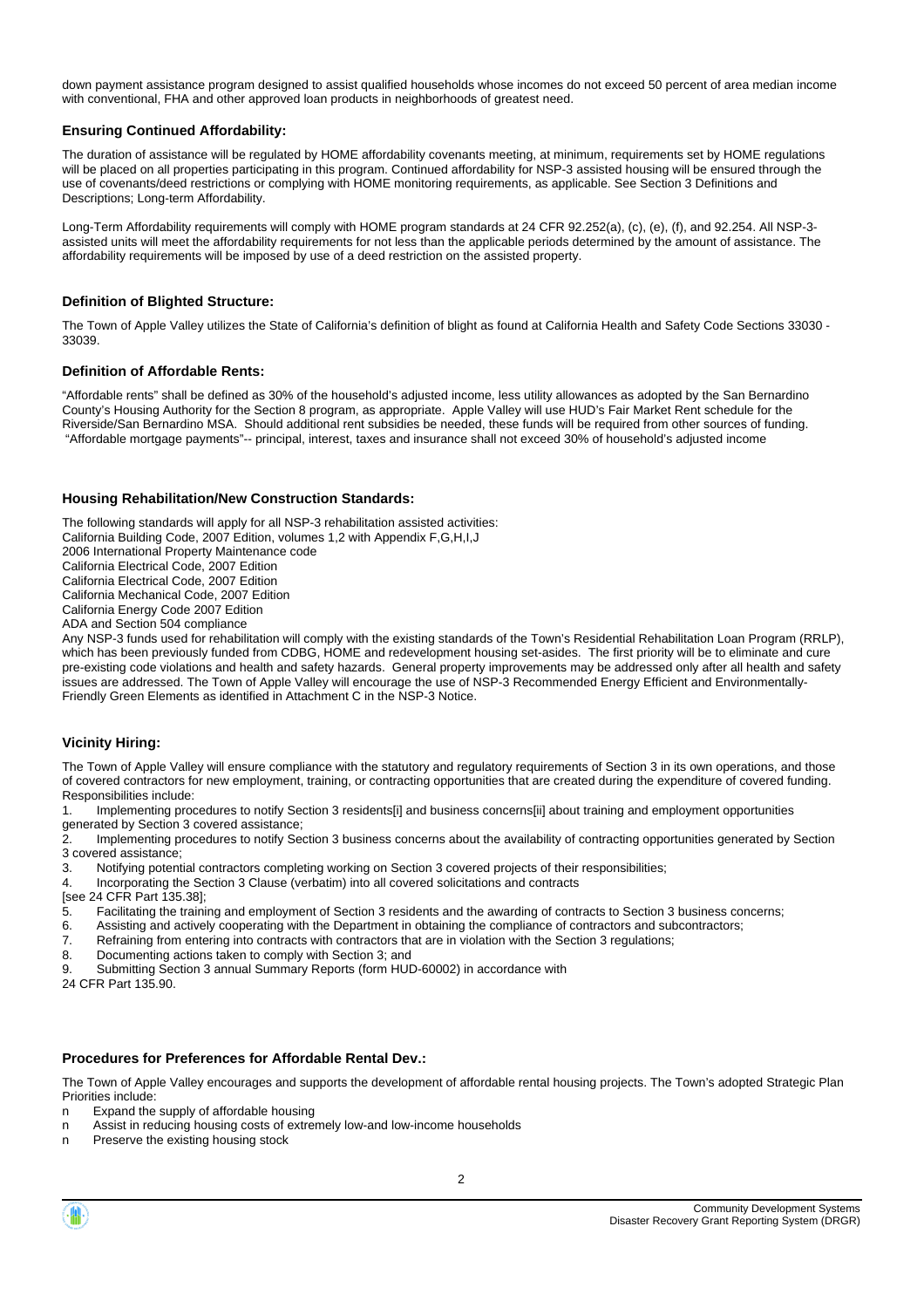down payment assistance program designed to assist qualified households whose incomes do not exceed 50 percent of area median income with conventional, FHA and other approved loan products in neighborhoods of greatest need.

### Ensuring Continued Affordability:

The duration of assistance will be regulated by HOME affordability covenants meeting, at minimum, requirements set by HOME regulations will be placed on all properties participating in this program. Continued affordability for NSP-3 assisted housing will be ensured through the use of covenants/deed restrictions or complying with HOME monitoring requirements, as applicable. See Section 3 Definitions and Descriptions; Long-term Affordability.

Long-Term Affordability requirements will comply with HOME program standards at 24 CFR 92.252(a), (c), (e), (f), and 92.254. All NSP-3-assisted units will meet the affordability requirements for not less than the applicable periods determined by the amount of assistance. The affordability requirements will be imposed by use of a deed restriction on the assisted property.

### Definition of Blighted Structure:

The Town of Apple Valley utilizes the State of California's definition of blight as found at California Health and Safety Code Sections 33030 - 33039.

### Definition of Affordable Rents:

"Affordable rents" shall be defined as 30% of the household's adjusted income, less utility allowances as adopted by the San Bernardino County's Housing Authority for the Section 8 program, as appropriate. Apple Valley will use HUD's Fair Market Rent schedule for the Riverside/San Bernardino MSA. Should additional rent subsidies be needed, these funds will be required from other sources of funding. "Affordable mortgage payments"-- principal, interest, taxes and insurance shall not exceed 30% of household's adjusted income

### Housing Rehabilitation/New Construction Standards:

The following standards will apply for all NSP-3 rehabilitation assisted activities:
California Building Code, 2007 Edition, volumes 1,2 with Appendix F,G,H,I,J
2006 International Property Maintenance code
California Electrical Code, 2007 Edition
California Electrical Code, 2007 Edition
California Mechanical Code, 2007 Edition
California Energy Code 2007 Edition
ADA and Section 504 compliance
Any NSP-3 funds used for rehabilitation will comply with the existing standards of the Town's Residential Rehabilitation Loan Program (RRLP), which has been previously funded from CDBG, HOME and redevelopment housing set-asides. The first priority will be to eliminate and cure pre-existing code violations and health and safety hazards. General property improvements may be addressed only after all health and safety issues are addressed. The Town of Apple Valley will encourage the use of NSP-3 Recommended Energy Efficient and Environmentally-Friendly Green Elements as identified in Attachment C in the NSP-3 Notice.

### Vicinity Hiring:

The Town of Apple Valley will ensure compliance with the statutory and regulatory requirements of Section 3 in its own operations, and those of covered contractors for new employment, training, or contracting opportunities that are created during the expenditure of covered funding. Responsibilities include:

1. Implementing procedures to notify Section 3 residents[i] and business concerns[ii] about training and employment opportunities generated by Section 3 covered assistance;
2. Implementing procedures to notify Section 3 business concerns about the availability of contracting opportunities generated by Section 3 covered assistance;
3. Notifying potential contractors completing working on Section 3 covered projects of their responsibilities;
4. Incorporating the Section 3 Clause (verbatim) into all covered solicitations and contracts [see 24 CFR Part 135.38];
5. Facilitating the training and employment of Section 3 residents and the awarding of contracts to Section 3 business concerns;
6. Assisting and actively cooperating with the Department in obtaining the compliance of contractors and subcontractors;
7. Refraining from entering into contracts with contractors that are in violation with the Section 3 regulations;
8. Documenting actions taken to comply with Section 3; and
9. Submitting Section 3 annual Summary Reports (form HUD-60002) in accordance with 24 CFR Part 135.90.

### Procedures for Preferences for Affordable Rental Dev.:

The Town of Apple Valley encourages and supports the development of affordable rental housing projects. The Town's adopted Strategic Plan Priorities include:

- Expand the supply of affordable housing
- Assist in reducing housing costs of extremely low-and low-income households
- Preserve the existing housing stock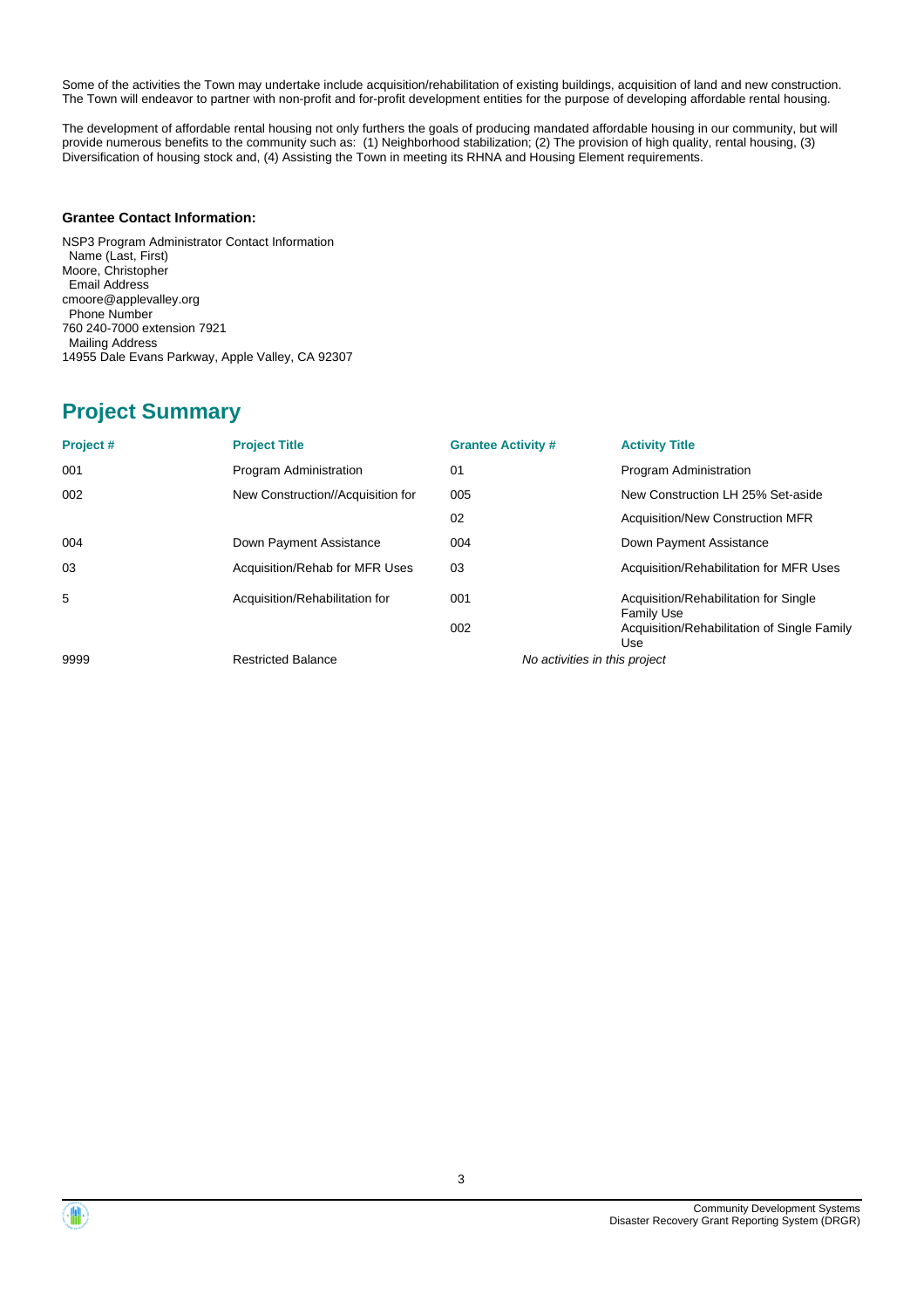Some of the activities the Town may undertake include acquisition/rehabilitation of existing buildings, acquisition of land and new construction. The Town will endeavor to partner with non-profit and for-profit development entities for the purpose of developing affordable rental housing.

The development of affordable rental housing not only furthers the goals of producing mandated affordable housing in our community, but will provide numerous benefits to the community such as: (1) Neighborhood stabilization; (2) The provision of high quality, rental housing, (3) Diversification of housing stock and, (4) Assisting the Town in meeting its RHNA and Housing Element requirements.

**Grantee Contact Information:**

NSP3 Program Administrator Contact Information
Name (Last, First)
Moore, Christopher
Email Address
cmoore@applevalley.org
Phone Number
760 240-7000 extension 7921
Mailing Address
14955 Dale Evans Parkway, Apple Valley, CA 92307

## Project Summary

| Project # | Project Title | Grantee Activity # | Activity Title |
|---|---|---|---|
| 001 | Program Administration | 01 | Program Administration |
| 002 | New Construction//Acquisition for | 005 | New Construction LH 25% Set-aside |
| | | 02 | Acquisition/New Construction MFR |
| 004 | Down Payment Assistance | 004 | Down Payment Assistance |
| 03 | Acquisition/Rehab for MFR Uses | 03 | Acquisition/Rehabilitation for MFR Uses |
| 5 | Acquisition/Rehabilitation for | 001 | Acquisition/Rehabilitation for Single Family Use |
| | | 002 | Acquisition/Rehabilitation of Single Family Use |
| 9999 | Restricted Balance | *No activities in this project* | |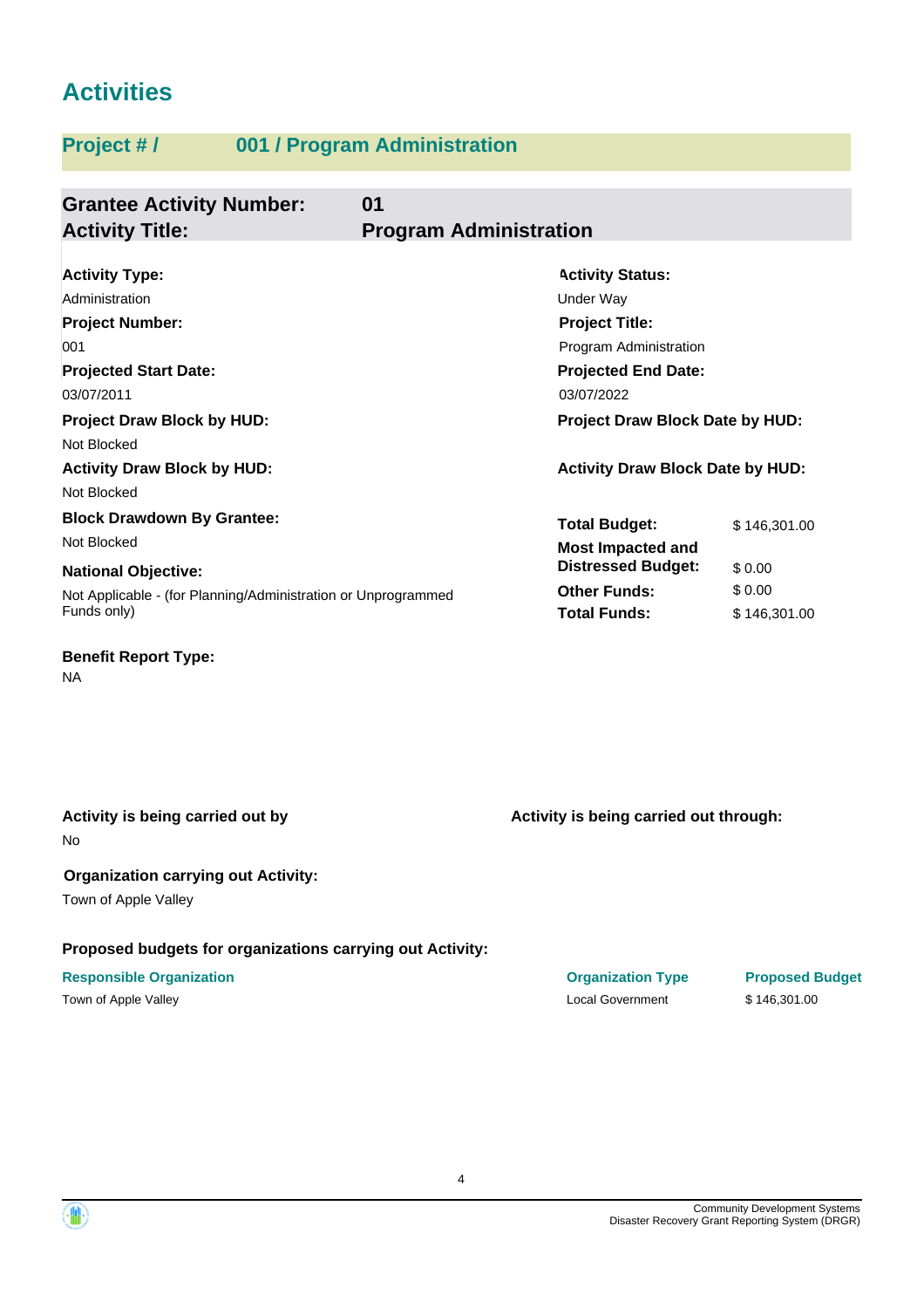# Activities

## Project # / 001 / Program Administration

### Grantee Activity Number: 01
### Activity Title: Program Administration

**Activity Type:**
Administration

**Activity Status:**
Under Way

**Project Number:**
001

**Project Title:**
Program Administration

**Projected Start Date:**
03/07/2011

**Projected End Date:**
03/07/2022

**Project Draw Block by HUD:**
Not Blocked

**Project Draw Block Date by HUD:**

**Activity Draw Block by HUD:**
Not Blocked

**Activity Draw Block Date by HUD:**

**Block Drawdown By Grantee:**
Not Blocked

**National Objective:**
Not Applicable - (for Planning/Administration or Unprogrammed Funds only)

| | |
|---|---|
| **Total Budget:** | $ 146,301.00 |
| **Most Impacted and Distressed Budget:** | $ 0.00 |
| **Other Funds:** | $ 0.00 |
| **Total Funds:** | $ 146,301.00 |

**Benefit Report Type:**
NA

**Activity is being carried out by**
No

**Activity is being carried out through:**

**Organization carrying out Activity:**
Town of Apple Valley

**Proposed budgets for organizations carrying out Activity:**

| Responsible Organization | Organization Type | Proposed Budget |
|---|---|---|
| Town of Apple Valley | Local Government | $ 146,301.00 |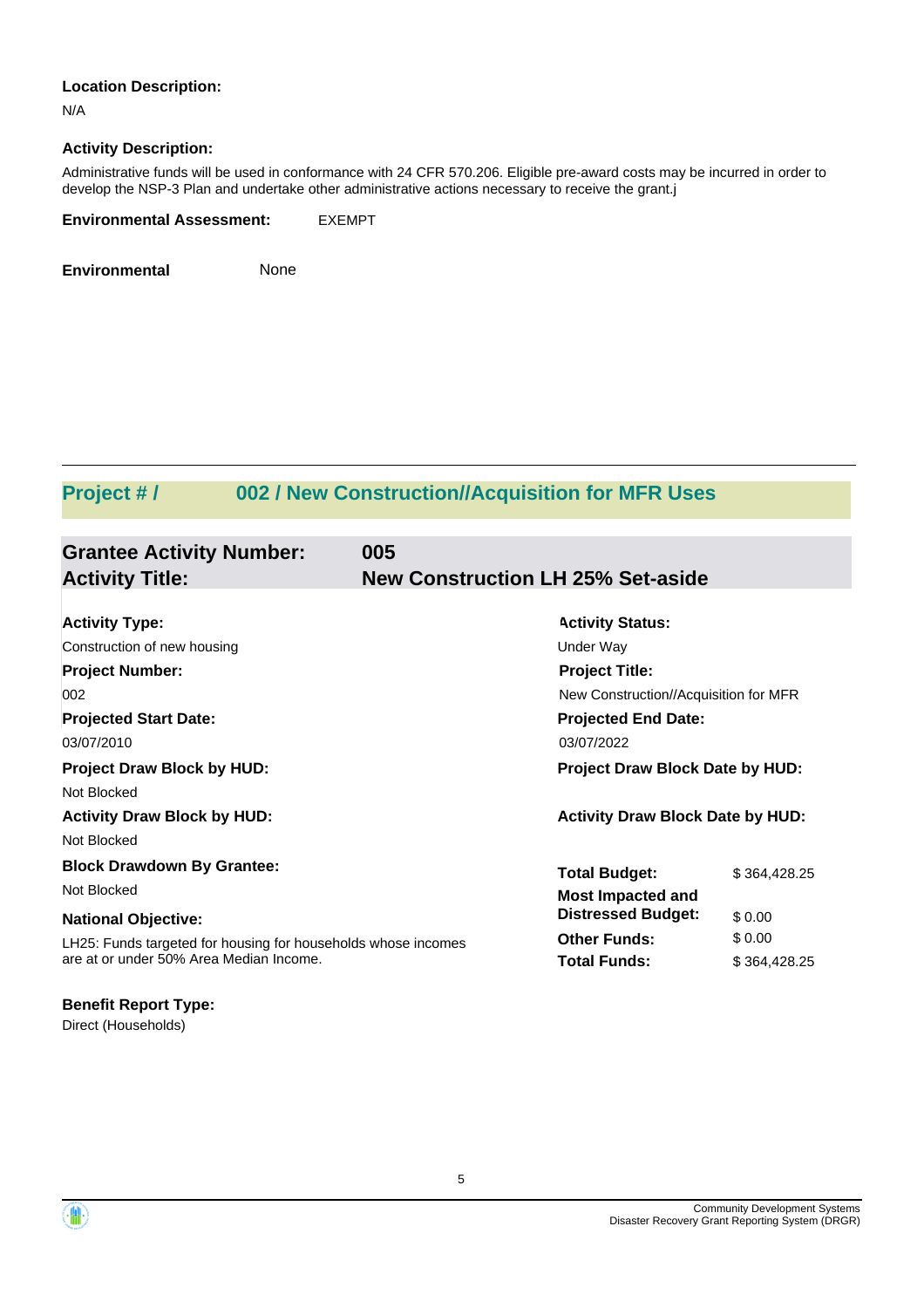**Location Description:**

N/A

**Activity Description:**

Administrative funds will be used in conformance with 24 CFR 570.206. Eligible pre-award costs may be incurred in order to develop the NSP-3 Plan and undertake other administrative actions necessary to receive the grant.j

**Environmental Assessment:** EXEMPT

**Environmental** None

## Project # / 002 / New Construction//Acquisition for MFR Uses

### Grantee Activity Number: 005
### Activity Title: New Construction LH 25% Set-aside

**Activity Type:**
Construction of new housing

**Activity Status:**
Under Way

**Project Number:**
002

**Project Title:**
New Construction//Acquisition for MFR

**Projected Start Date:**
03/07/2010

**Projected End Date:**
03/07/2022

**Project Draw Block by HUD:**
Not Blocked

**Project Draw Block Date by HUD:**

**Activity Draw Block by HUD:**
Not Blocked

**Activity Draw Block Date by HUD:**

**Block Drawdown By Grantee:**
Not Blocked

**National Objective:**
LH25: Funds targeted for housing for households whose incomes are at or under 50% Area Median Income.

| | |
|---|---|
| **Total Budget:** | $ 364,428.25 |
| **Most Impacted and Distressed Budget:** | $ 0.00 |
| **Other Funds:** | $ 0.00 |
| **Total Funds:** | $ 364,428.25 |

**Benefit Report Type:**
Direct (Households)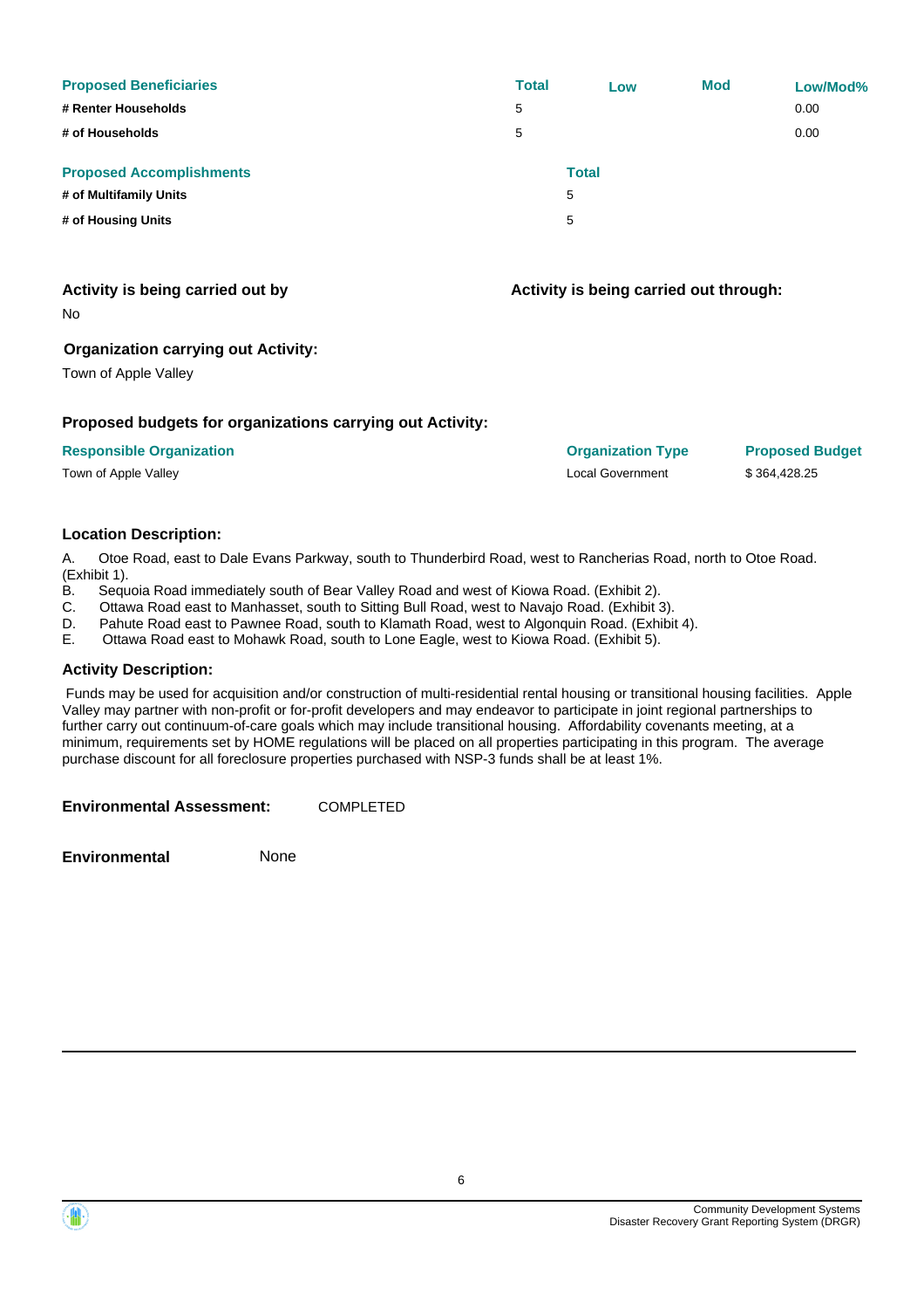| Proposed Beneficiaries | Total | Low | Mod | Low/Mod% |
| --- | --- | --- | --- | --- |
| # Renter Households | 5 | | | 0.00 |
| # of Households | 5 | | | 0.00 |

| Proposed Accomplishments | Total |
| --- | --- |
| # of Multifamily Units | 5 |
| # of Housing Units | 5 |

**Activity is being carried out by**

No

**Activity is being carried out through:**

**Organization carrying out Activity:**

Town of Apple Valley

**Proposed budgets for organizations carrying out Activity:**

| Responsible Organization | Organization Type | Proposed Budget |
| --- | --- | --- |
| Town of Apple Valley | Local Government | $ 364,428.25 |

**Location Description:**

A. Otoe Road, east to Dale Evans Parkway, south to Thunderbird Road, west to Rancherias Road, north to Otoe Road. (Exhibit 1).
B. Sequoia Road immediately south of Bear Valley Road and west of Kiowa Road. (Exhibit 2).
C. Ottawa Road east to Manhasset, south to Sitting Bull Road, west to Navajo Road. (Exhibit 3).
D. Pahute Road east to Pawnee Road, south to Klamath Road, west to Algonquin Road. (Exhibit 4).
E. Ottawa Road east to Mohawk Road, south to Lone Eagle, west to Kiowa Road. (Exhibit 5).

**Activity Description:**

Funds may be used for acquisition and/or construction of multi-residential rental housing or transitional housing facilities. Apple Valley may partner with non-profit or for-profit developers and may endeavor to participate in joint regional partnerships to further carry out continuum-of-care goals which may include transitional housing. Affordability covenants meeting, at a minimum, requirements set by HOME regulations will be placed on all properties participating in this program. The average purchase discount for all foreclosure properties purchased with NSP-3 funds shall be at least 1%.

**Environmental Assessment:** COMPLETED

**Environmental** None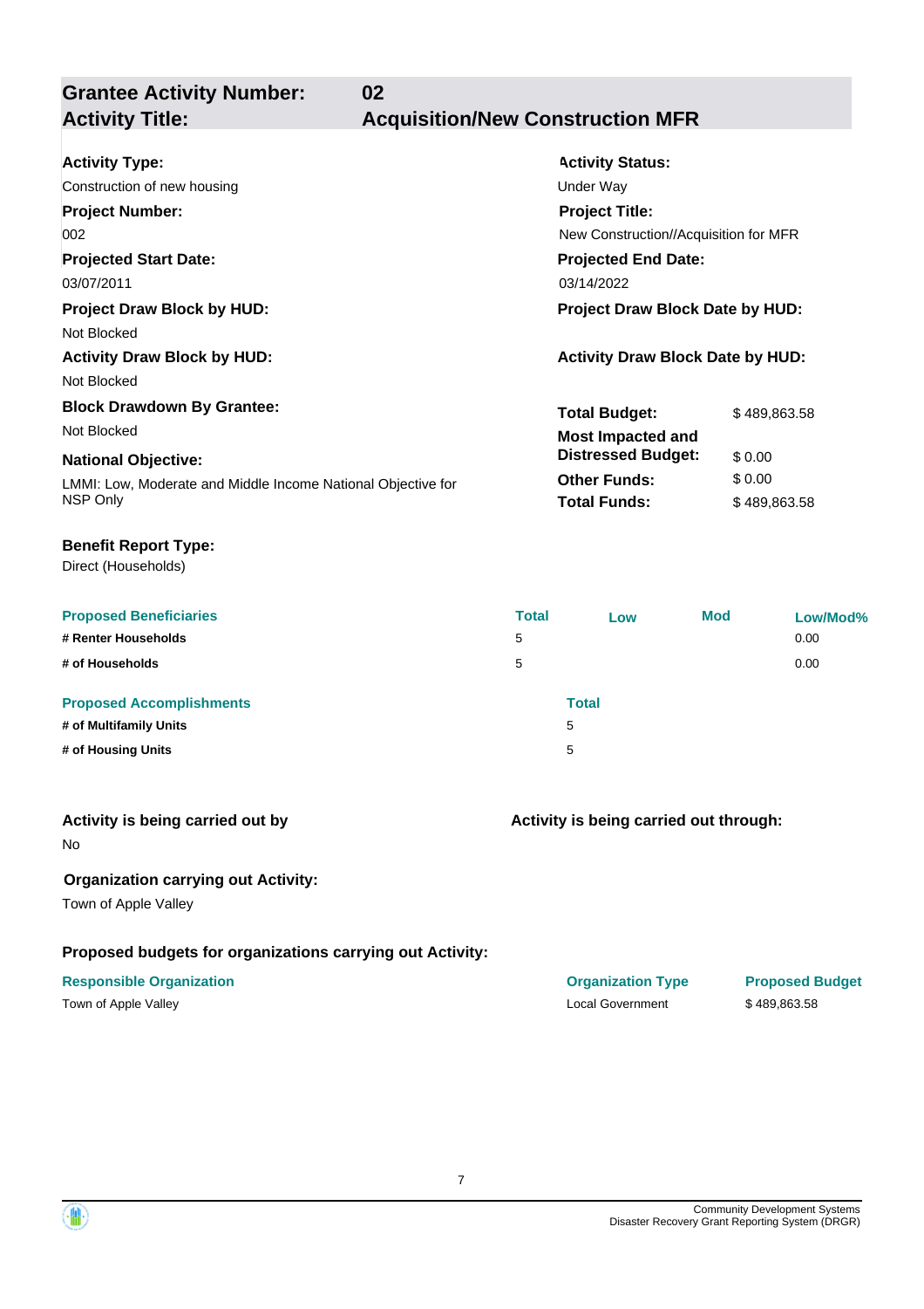## Grantee Activity Number: 02
## Activity Title: Acquisition/New Construction MFR

**Activity Type:**
Construction of new housing

**Activity Status:**
Under Way

**Project Number:**
002

**Project Title:**
New Construction//Acquisition for MFR

**Projected Start Date:**
03/07/2011

**Projected End Date:**
03/14/2022

**Project Draw Block by HUD:**
Not Blocked

**Project Draw Block Date by HUD:**

**Activity Draw Block by HUD:**
Not Blocked

**Activity Draw Block Date by HUD:**

**Block Drawdown By Grantee:**
Not Blocked

**National Objective:**
LMMI: Low, Moderate and Middle Income National Objective for NSP Only

| | |
|---|---|
| **Total Budget:** | $ 489,863.58 |
| **Most Impacted and Distressed Budget:** | $ 0.00 |
| **Other Funds:** | $ 0.00 |
| **Total Funds:** | $ 489,863.58 |

**Benefit Report Type:**
Direct (Households)

| Proposed Beneficiaries | Total | Low | Mod | Low/Mod% |
|---|---|---|---|---|
| **# Renter Households** | 5 | | | 0.00 |
| **# of Households** | 5 | | | 0.00 |

| Proposed Accomplishments | Total |
|---|---|
| **# of Multifamily Units** | 5 |
| **# of Housing Units** | 5 |

**Activity is being carried out by**
No

**Activity is being carried out through:**

**Organization carrying out Activity:**
Town of Apple Valley

**Proposed budgets for organizations carrying out Activity:**

| Responsible Organization | Organization Type | Proposed Budget |
|---|---|---|
| Town of Apple Valley | Local Government | $ 489,863.58 |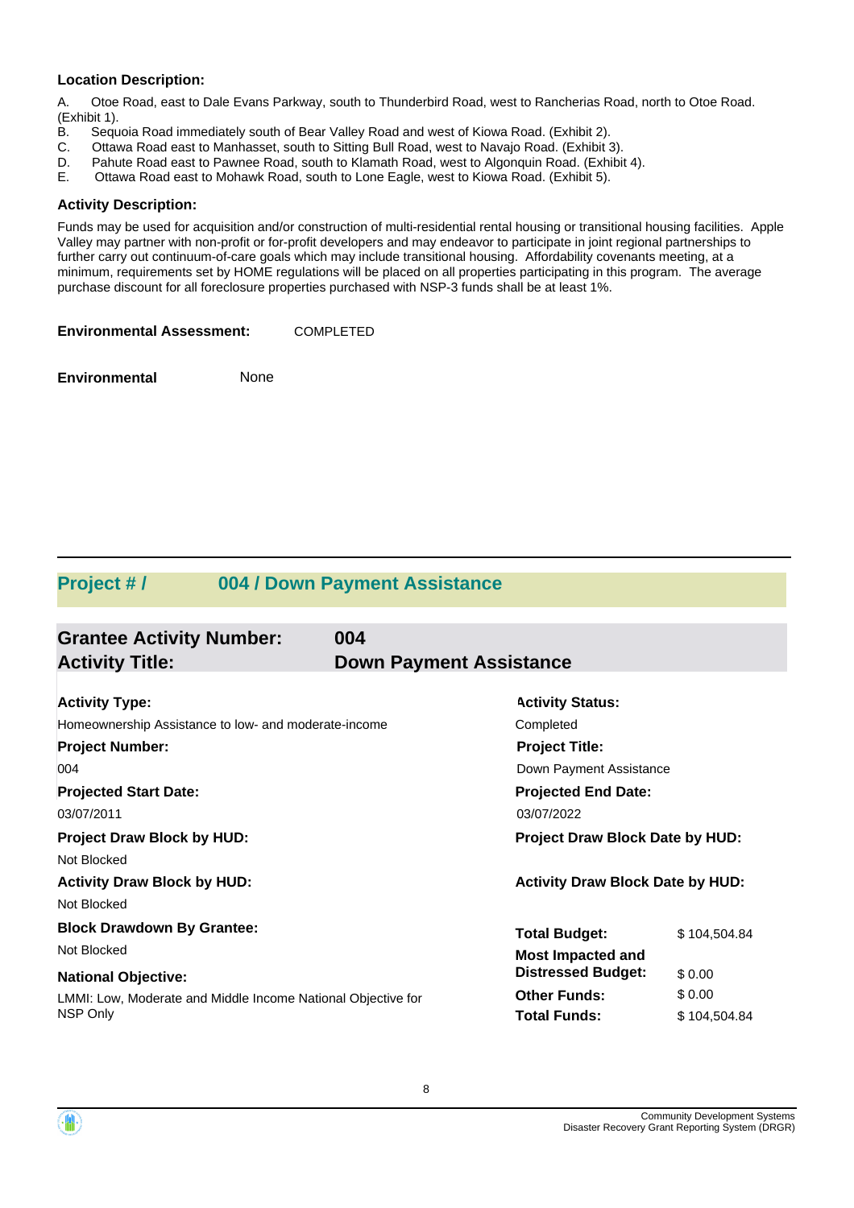**Location Description:**

A. Otoe Road, east to Dale Evans Parkway, south to Thunderbird Road, west to Rancherias Road, north to Otoe Road. (Exhibit 1).
B. Sequoia Road immediately south of Bear Valley Road and west of Kiowa Road. (Exhibit 2).
C. Ottawa Road east to Manhasset, south to Sitting Bull Road, west to Navajo Road. (Exhibit 3).
D. Pahute Road east to Pawnee Road, south to Klamath Road, west to Algonquin Road. (Exhibit 4).
E. Ottawa Road east to Mohawk Road, south to Lone Eagle, west to Kiowa Road. (Exhibit 5).

**Activity Description:**

Funds may be used for acquisition and/or construction of multi-residential rental housing or transitional housing facilities. Apple Valley may partner with non-profit or for-profit developers and may endeavor to participate in joint regional partnerships to further carry out continuum-of-care goals which may include transitional housing. Affordability covenants meeting, at a minimum, requirements set by HOME regulations will be placed on all properties participating in this program. The average purchase discount for all foreclosure properties purchased with NSP-3 funds shall be at least 1%.

**Environmental Assessment:** COMPLETED

**Environmental** None

## Project # / 004 / Down Payment Assistance

### Grantee Activity Number: 004
### Activity Title: Down Payment Assistance

**Activity Type:**
Homeownership Assistance to low- and moderate-income

**Activity Status:**
Completed

**Project Number:**
004

**Project Title:**
Down Payment Assistance

**Projected Start Date:**
03/07/2011

**Projected End Date:**
03/07/2022

**Project Draw Block by HUD:**
Not Blocked

**Project Draw Block Date by HUD:**

**Activity Draw Block by HUD:**
Not Blocked

**Activity Draw Block Date by HUD:**

**Block Drawdown By Grantee:**
Not Blocked

**National Objective:**
LMMI: Low, Moderate and Middle Income National Objective for NSP Only

| | |
|---|---|
| **Total Budget:** | $ 104,504.84 |
| **Most Impacted and Distressed Budget:** | $ 0.00 |
| **Other Funds:** | $ 0.00 |
| **Total Funds:** | $ 104,504.84 |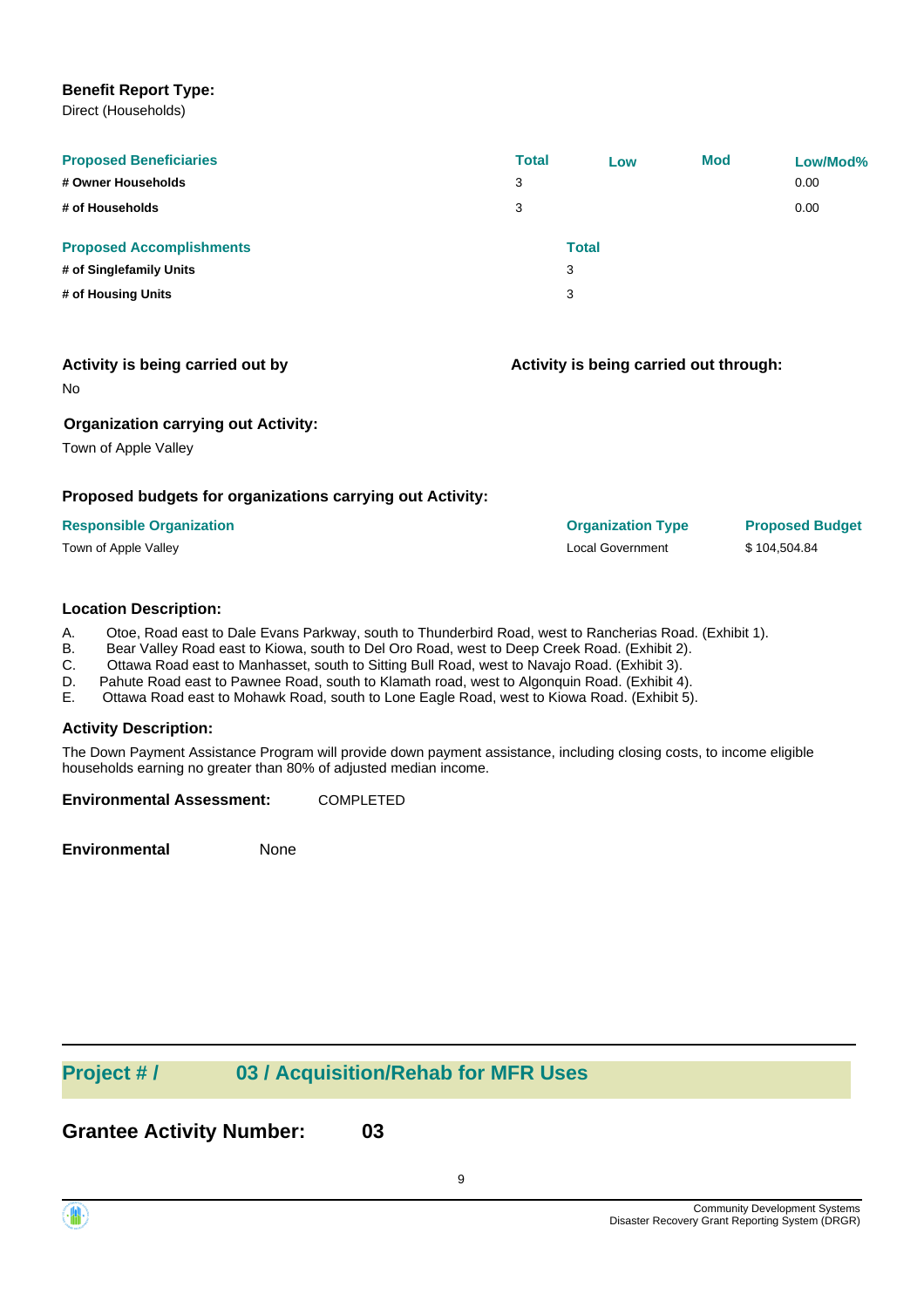**Benefit Report Type:**
Direct (Households)

| Proposed Beneficiaries | Total | Low | Mod | Low/Mod% |
|---|---|---|---|---|
| # Owner Households | 3 | | | 0.00 |
| # of Households | 3 | | | 0.00 |

| Proposed Accomplishments | Total |
|---|---|
| # of Singlefamily Units | 3 |
| # of Housing Units | 3 |

**Activity is being carried out by**

No

**Activity is being carried out through:**

**Organization carrying out Activity:**

Town of Apple Valley

**Proposed budgets for organizations carrying out Activity:**

| Responsible Organization | Organization Type | Proposed Budget |
|---|---|---|
| Town of Apple Valley | Local Government | $ 104,504.84 |

**Location Description:**

A. Otoe, Road east to Dale Evans Parkway, south to Thunderbird Road, west to Rancherias Road. (Exhibit 1).
B. Bear Valley Road east to Kiowa, south to Del Oro Road, west to Deep Creek Road. (Exhibit 2).
C. Ottawa Road east to Manhasset, south to Sitting Bull Road, west to Navajo Road. (Exhibit 3).
D. Pahute Road east to Pawnee Road, south to Klamath road, west to Algonquin Road. (Exhibit 4).
E. Ottawa Road east to Mohawk Road, south to Lone Eagle Road, west to Kiowa Road. (Exhibit 5).

**Activity Description:**

The Down Payment Assistance Program will provide down payment assistance, including closing costs, to income eligible households earning no greater than 80% of adjusted median income.

**Environmental Assessment:** COMPLETED

**Environmental** None

## Project # / 03 / Acquisition/Rehab for MFR Uses

## Grantee Activity Number: 03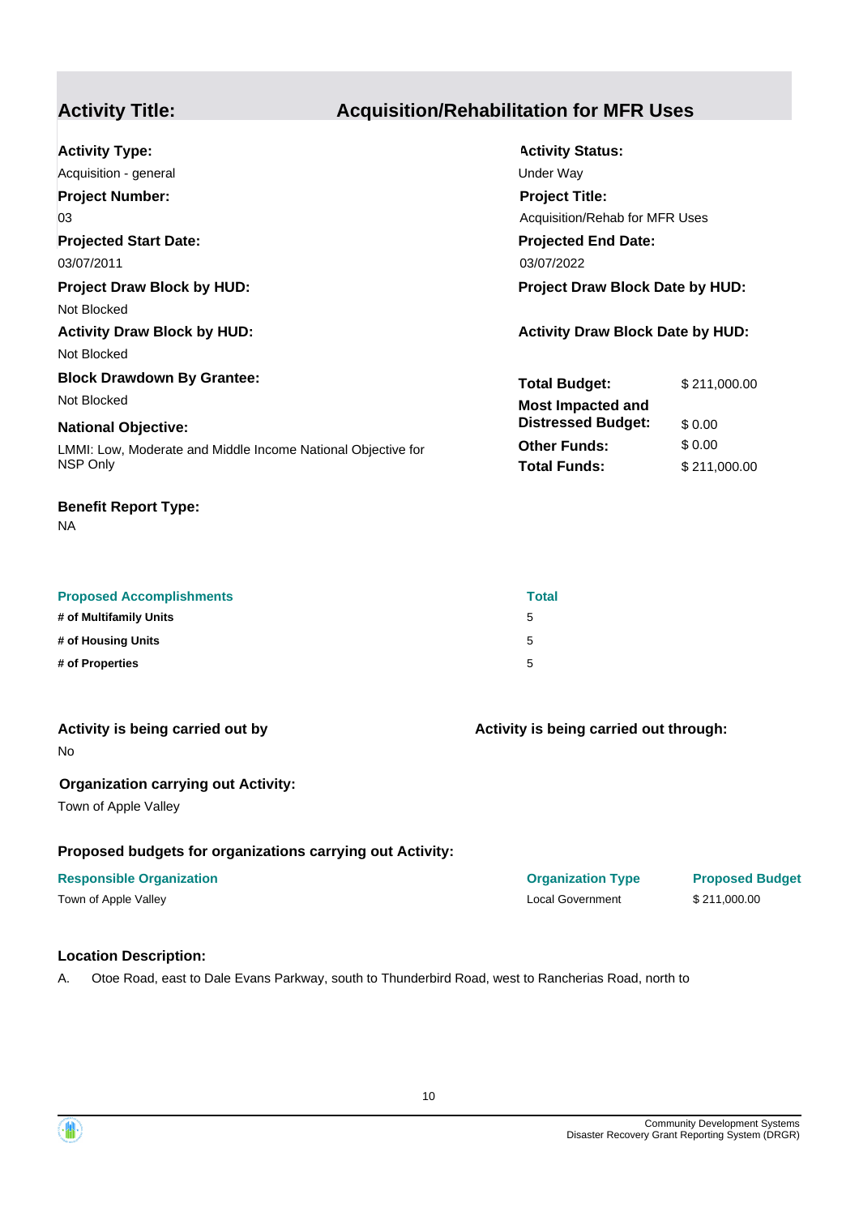## Activity Title: Acquisition/Rehabilitation for MFR Uses

**Activity Type:**
Acquisition - general

**Activity Status:**
Under Way

**Project Number:**
03

**Project Title:**
Acquisition/Rehab for MFR Uses

**Projected Start Date:**
03/07/2011

**Projected End Date:**
03/07/2022

**Project Draw Block by HUD:**
Not Blocked

**Project Draw Block Date by HUD:**

**Activity Draw Block by HUD:**
Not Blocked

**Activity Draw Block Date by HUD:**

**Block Drawdown By Grantee:**
Not Blocked

**National Objective:**
LMMI: Low, Moderate and Middle Income National Objective for NSP Only

| | |
|---|---|
| **Total Budget:** | $ 211,000.00 |
| **Most Impacted and Distressed Budget:** | $ 0.00 |
| **Other Funds:** | $ 0.00 |
| **Total Funds:** | $ 211,000.00 |

**Benefit Report Type:**
NA

| Proposed Accomplishments | Total |
|---|---|
| # of Multifamily Units | 5 |
| # of Housing Units | 5 |
| # of Properties | 5 |

**Activity is being carried out by**
No

**Activity is being carried out through:**

**Organization carrying out Activity:**
Town of Apple Valley

**Proposed budgets for organizations carrying out Activity:**

| Responsible Organization | Organization Type | Proposed Budget |
|---|---|---|
| Town of Apple Valley | Local Government | $ 211,000.00 |

**Location Description:**

A. Otoe Road, east to Dale Evans Parkway, south to Thunderbird Road, west to Rancherias Road, north to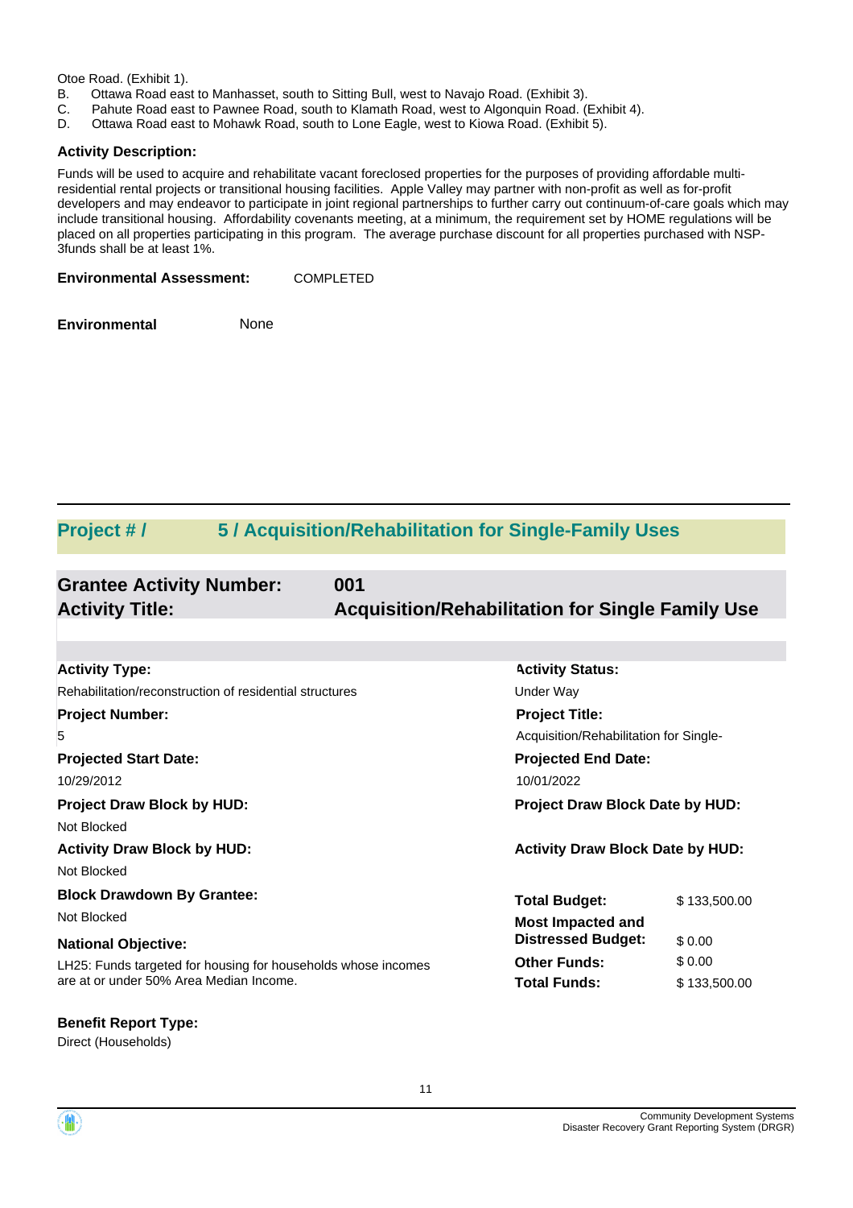Otoe Road. (Exhibit 1).

B. Ottawa Road east to Manhasset, south to Sitting Bull, west to Navajo Road. (Exhibit 3).
C. Pahute Road east to Pawnee Road, south to Klamath Road, west to Algonquin Road. (Exhibit 4).
D. Ottawa Road east to Mohawk Road, south to Lone Eagle, west to Kiowa Road. (Exhibit 5).

**Activity Description:**

Funds will be used to acquire and rehabilitate vacant foreclosed properties for the purposes of providing affordable multi-residential rental projects or transitional housing facilities. Apple Valley may partner with non-profit as well as for-profit developers and may endeavor to participate in joint regional partnerships to further carry out continuum-of-care goals which may include transitional housing. Affordability covenants meeting, at a minimum, the requirement set by HOME regulations will be placed on all properties participating in this program. The average purchase discount for all properties purchased with NSP-3funds shall be at least 1%.

**Environmental Assessment:** COMPLETED

**Environmental** None

## Project # / 5 / Acquisition/Rehabilitation for Single-Family Uses

**Grantee Activity Number:** 001
**Activity Title:** Acquisition/Rehabilitation for Single Family Use

**Activity Type:**
Rehabilitation/reconstruction of residential structures

**Activity Status:**
Under Way

**Project Number:**
5

**Project Title:**
Acquisition/Rehabilitation for Single-

**Projected Start Date:**
10/29/2012

**Projected End Date:**
10/01/2022

**Project Draw Block by HUD:**
Not Blocked

**Project Draw Block Date by HUD:**

**Activity Draw Block by HUD:**
Not Blocked

**Activity Draw Block Date by HUD:**

**Block Drawdown By Grantee:**
Not Blocked

**National Objective:**
LH25: Funds targeted for housing for households whose incomes are at or under 50% Area Median Income.

| | |
|---|---|
| **Total Budget:** | $ 133,500.00 |
| **Most Impacted and Distressed Budget:** | $ 0.00 |
| **Other Funds:** | $ 0.00 |
| **Total Funds:** | $ 133,500.00 |

**Benefit Report Type:**
Direct (Households)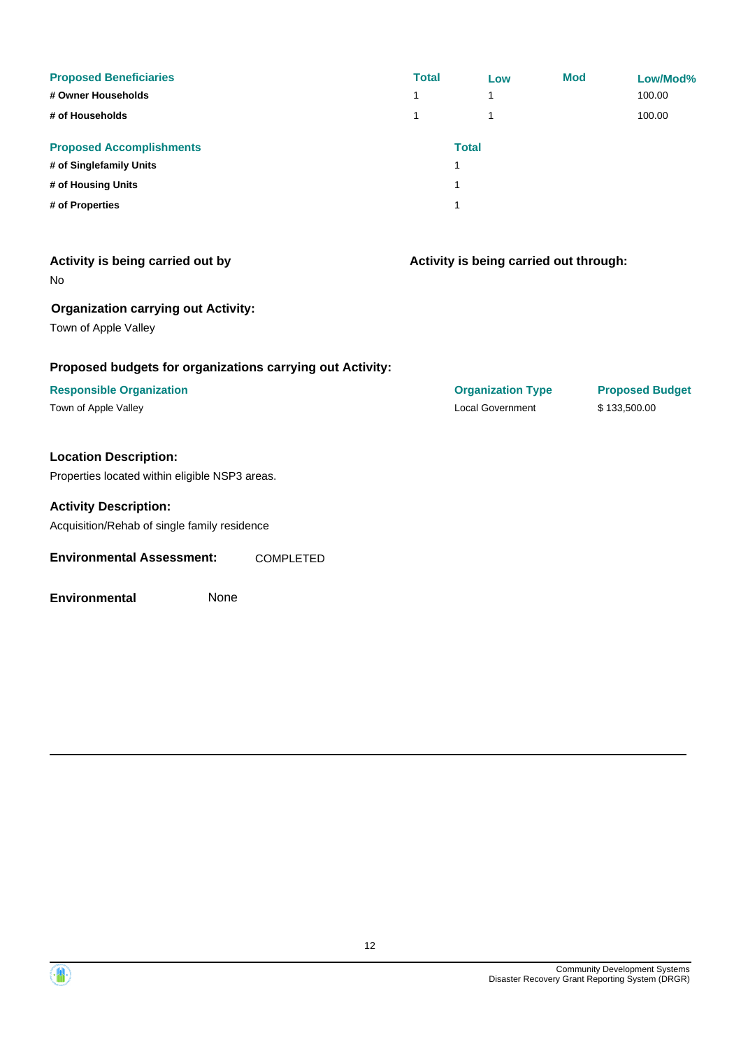| Proposed Beneficiaries | Total | Low | Mod | Low/Mod% |
| --- | --- | --- | --- | --- |
| # Owner Households | 1 | 1 | | 100.00 |
| # of Households | 1 | 1 | | 100.00 |

| Proposed Accomplishments | Total |
| --- | --- |
| # of Singlefamily Units | 1 |
| # of Housing Units | 1 |
| # of Properties | 1 |

**Activity is being carried out by**

No

**Activity is being carried out through:**

**Organization carrying out Activity:**

Town of Apple Valley

**Proposed budgets for organizations carrying out Activity:**

| Responsible Organization | Organization Type | Proposed Budget |
| --- | --- | --- |
| Town of Apple Valley | Local Government | $ 133,500.00 |

**Location Description:**

Properties located within eligible NSP3 areas.

**Activity Description:**

Acquisition/Rehab of single family residence

**Environmental Assessment:** COMPLETED

**Environmental** None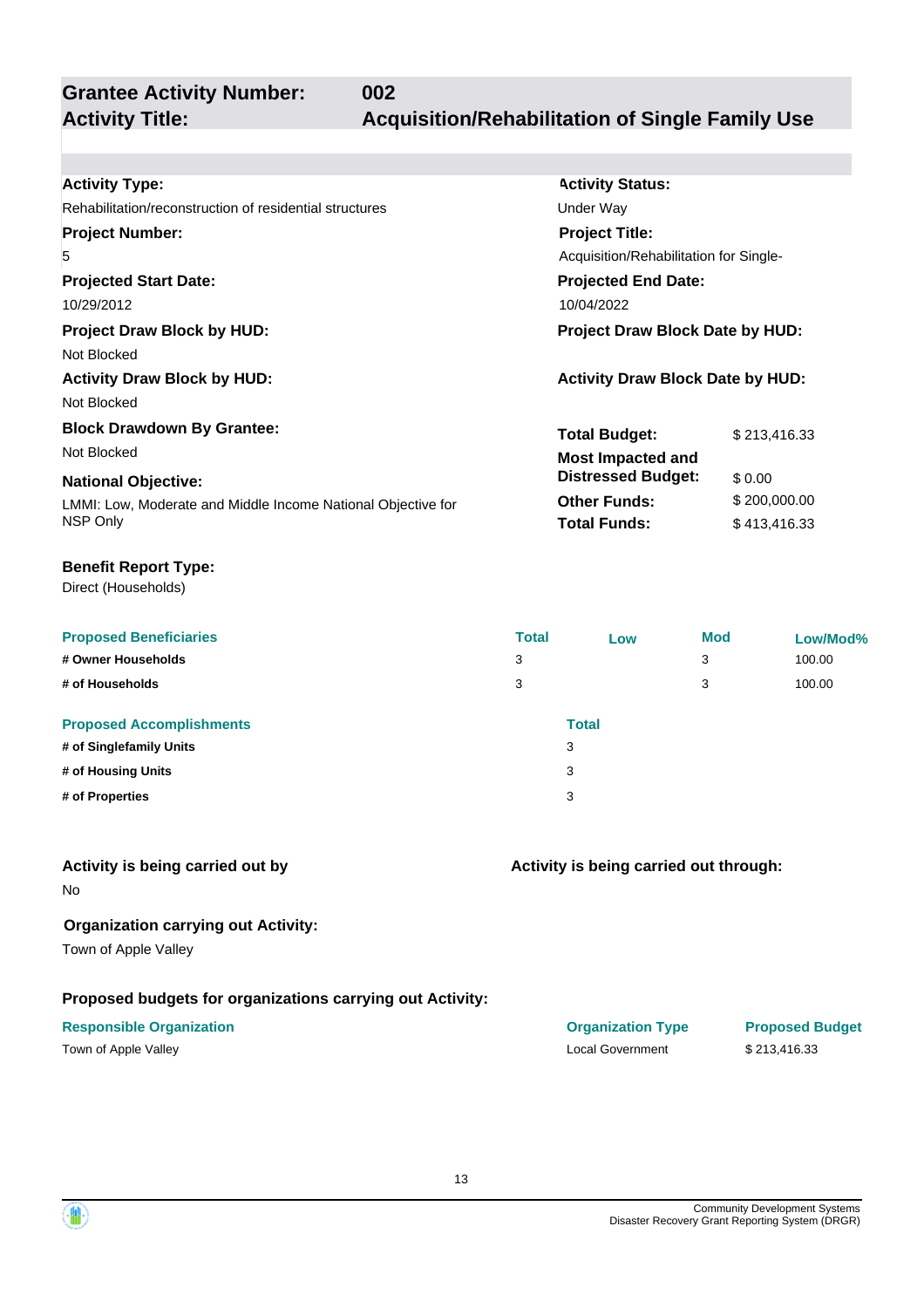## Grantee Activity Number: 002
## Activity Title: Acquisition/Rehabilitation of Single Family Use

**Activity Type:**
Rehabilitation/reconstruction of residential structures

**Activity Status:**
Under Way

**Project Number:**
5

**Project Title:**
Acquisition/Rehabilitation for Single-

**Projected Start Date:**
10/29/2012

**Projected End Date:**
10/04/2022

**Project Draw Block by HUD:**
Not Blocked

**Project Draw Block Date by HUD:**

**Activity Draw Block by HUD:**
Not Blocked

**Activity Draw Block Date by HUD:**

**Block Drawdown By Grantee:**
Not Blocked

**National Objective:**
LMMI: Low, Moderate and Middle Income National Objective for NSP Only

| | |
|---|---|
| **Total Budget:** | $ 213,416.33 |
| **Most Impacted and Distressed Budget:** | $ 0.00 |
| **Other Funds:** | $ 200,000.00 |
| **Total Funds:** | $ 413,416.33 |

**Benefit Report Type:**
Direct (Households)

| Proposed Beneficiaries | Total | Low | Mod | Low/Mod% |
|---|---|---|---|---|
| **# Owner Households** | 3 | | 3 | 100.00 |
| **# of Households** | 3 | | 3 | 100.00 |

| Proposed Accomplishments | Total |
|---|---|
| **# of Singlefamily Units** | 3 |
| **# of Housing Units** | 3 |
| **# of Properties** | 3 |

**Activity is being carried out by**
No

**Activity is being carried out through:**

**Organization carrying out Activity:**
Town of Apple Valley

**Proposed budgets for organizations carrying out Activity:**

| Responsible Organization | Organization Type | Proposed Budget |
|---|---|---|
| Town of Apple Valley | Local Government | $ 213,416.33 |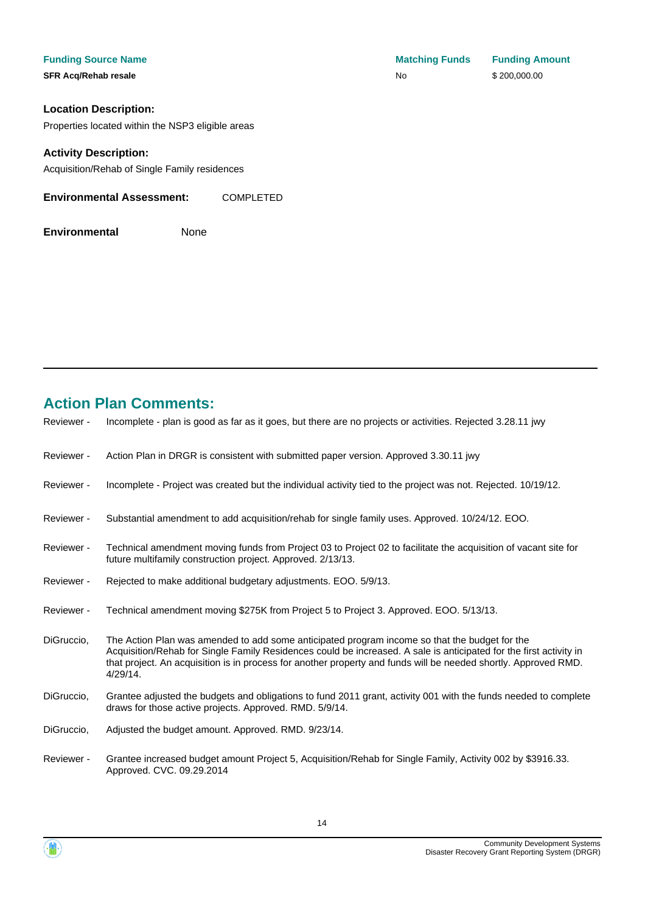| Funding Source Name | Matching Funds | Funding Amount |
| --- | --- | --- |
| **SFR Acq/Rehab resale** | No | $ 200,000.00 |

**Location Description:**

Properties located within the NSP3 eligible areas

**Activity Description:**

Acquisition/Rehab of Single Family residences

**Environmental Assessment:** COMPLETED

**Environmental** None

## Action Plan Comments:

| | |
| --- | --- |
| Reviewer - | Incomplete - plan is good as far as it goes, but there are no projects or activities. Rejected 3.28.11 jwy |
| Reviewer - | Action Plan in DRGR is consistent with submitted paper version. Approved 3.30.11 jwy |
| Reviewer - | Incomplete - Project was created but the individual activity tied to the project was not. Rejected. 10/19/12. |
| Reviewer - | Substantial amendment to add acquisition/rehab for single family uses. Approved. 10/24/12. EOO. |
| Reviewer - | Technical amendment moving funds from Project 03 to Project 02 to facilitate the acquisition of vacant site for future multifamily construction project. Approved. 2/13/13. |
| Reviewer - | Rejected to make additional budgetary adjustments. EOO. 5/9/13. |
| Reviewer - | Technical amendment moving $275K from Project 5 to Project 3. Approved. EOO. 5/13/13. |
| DiGruccio, | The Action Plan was amended to add some anticipated program income so that the budget for the Acquisition/Rehab for Single Family Residences could be increased. A sale is anticipated for the first activity in that project. An acquisition is in process for another property and funds will be needed shortly. Approved RMD. 4/29/14. |
| DiGruccio, | Grantee adjusted the budgets and obligations to fund 2011 grant, activity 001 with the funds needed to complete draws for those active projects. Approved. RMD. 5/9/14. |
| DiGruccio, | Adjusted the budget amount. Approved. RMD. 9/23/14. |
| Reviewer - | Grantee increased budget amount Project 5, Acquisition/Rehab for Single Family, Activity 002 by $3916.33. Approved. CVC. 09.29.2014 |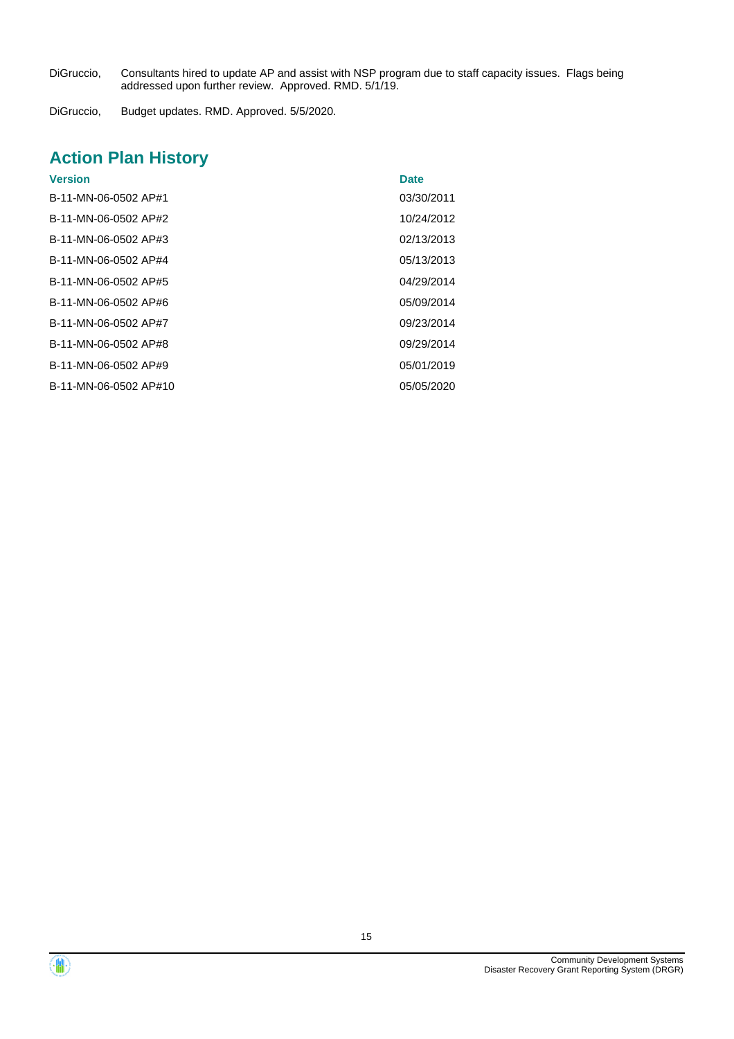DiGruccio, Consultants hired to update AP and assist with NSP program due to staff capacity issues. Flags being addressed upon further review. Approved. RMD. 5/1/19.

DiGruccio, Budget updates. RMD. Approved. 5/5/2020.

## Action Plan History

| Version | Date |
| --- | --- |
| B-11-MN-06-0502 AP#1 | 03/30/2011 |
| B-11-MN-06-0502 AP#2 | 10/24/2012 |
| B-11-MN-06-0502 AP#3 | 02/13/2013 |
| B-11-MN-06-0502 AP#4 | 05/13/2013 |
| B-11-MN-06-0502 AP#5 | 04/29/2014 |
| B-11-MN-06-0502 AP#6 | 05/09/2014 |
| B-11-MN-06-0502 AP#7 | 09/23/2014 |
| B-11-MN-06-0502 AP#8 | 09/29/2014 |
| B-11-MN-06-0502 AP#9 | 05/01/2019 |
| B-11-MN-06-0502 AP#10 | 05/05/2020 |